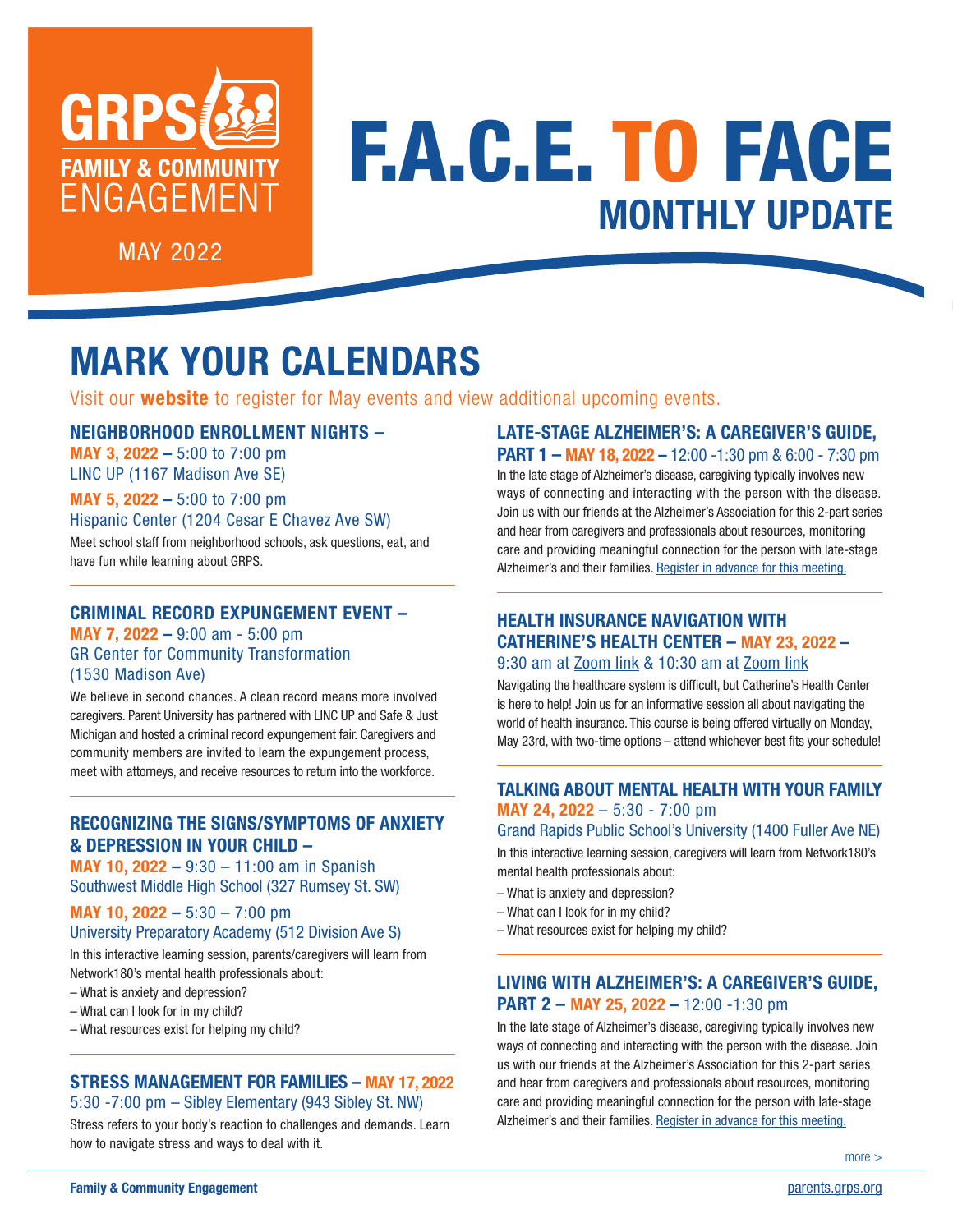GRPS FAMILY & COMMUNITY ENGAGEMENT

MAY 2022

# F.A.C.E. TO FACE

## MONTHLY UPDATE

## MARK YOUR CALENDARS

Visit our **website** to register for May events and view additional upcoming events.

### NEIGHBORHOOD ENROLLMENT NIGHTS –

**MAY 3, 2022 –** 5:00 to 7:00 pm
LINC UP (1167 Madison Ave SE)

**MAY 5, 2022 –** 5:00 to 7:00 pm
Hispanic Center (1204 Cesar E Chavez Ave SW)

Meet school staff from neighborhood schools, ask questions, eat, and have fun while learning about GRPS.

### CRIMINAL RECORD EXPUNGEMENT EVENT –

**MAY 7, 2022 –** 9:00 am - 5:00 pm
GR Center for Community Transformation (1530 Madison Ave)

We believe in second chances. A clean record means more involved caregivers. Parent University has partnered with LINC UP and Safe & Just Michigan and hosted a criminal record expungement fair. Caregivers and community members are invited to learn the expungement process, meet with attorneys, and receive resources to return into the workforce.

### RECOGNIZING THE SIGNS/SYMPTOMS OF ANXIETY & DEPRESSION IN YOUR CHILD –

**MAY 10, 2022 –** 9:30 – 11:00 am in Spanish
Southwest Middle High School (327 Rumsey St. SW)

**MAY 10, 2022 –** 5:30 – 7:00 pm
University Preparatory Academy (512 Division Ave S)

In this interactive learning session, parents/caregivers will learn from Network180's mental health professionals about:

– What is anxiety and depression?
– What can I look for in my child?
– What resources exist for helping my child?

### STRESS MANAGEMENT FOR FAMILIES – MAY 17, 2022

5:30 -7:00 pm – Sibley Elementary (943 Sibley St. NW)

Stress refers to your body's reaction to challenges and demands. Learn how to navigate stress and ways to deal with it.

### LATE-STAGE ALZHEIMER'S: A CAREGIVER'S GUIDE, PART 1 – MAY 18, 2022 – 12:00 -1:30 pm & 6:00 - 7:30 pm

In the late stage of Alzheimer's disease, caregiving typically involves new ways of connecting and interacting with the person with the disease. Join us with our friends at the Alzheimer's Association for this 2-part series and hear from caregivers and professionals about resources, monitoring care and providing meaningful connection for the person with late-stage Alzheimer's and their families. Register in advance for this meeting.

### HEALTH INSURANCE NAVIGATION WITH CATHERINE'S HEALTH CENTER – MAY 23, 2022 –

9:30 am at Zoom link & 10:30 am at Zoom link

Navigating the healthcare system is difficult, but Catherine's Health Center is here to help! Join us for an informative session all about navigating the world of health insurance. This course is being offered virtually on Monday, May 23rd, with two-time options – attend whichever best fits your schedule!

### TALKING ABOUT MENTAL HEALTH WITH YOUR FAMILY

**MAY 24, 2022 –** 5:30 - 7:00 pm
Grand Rapids Public School's University (1400 Fuller Ave NE)

In this interactive learning session, caregivers will learn from Network180's mental health professionals about:

– What is anxiety and depression?
– What can I look for in my child?
– What resources exist for helping my child?

### LIVING WITH ALZHEIMER'S: A CAREGIVER'S GUIDE, PART 2 – MAY 25, 2022 – 12:00 -1:30 pm

In the late stage of Alzheimer's disease, caregiving typically involves new ways of connecting and interacting with the person with the disease. Join us with our friends at the Alzheimer's Association for this 2-part series and hear from caregivers and professionals about resources, monitoring care and providing meaningful connection for the person with late-stage Alzheimer's and their families. Register in advance for this meeting.

more >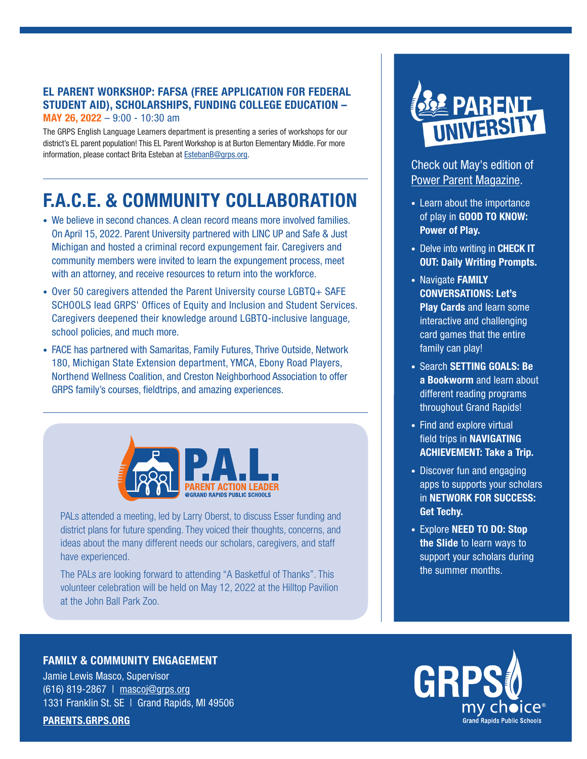### EL PARENT WORKSHOP: FAFSA (FREE APPLICATION FOR FEDERAL STUDENT AID), SCHOLARSHIPS, FUNDING COLLEGE EDUCATION – MAY 26, 2022 – 9:00 - 10:30 am

The GRPS English Language Learners department is presenting a series of workshops for our district's EL parent population! This EL Parent Workshop is at Burton Elementary Middle. For more information, please contact Brita Esteban at EstebanB@grps.org.

## F.A.C.E. & COMMUNITY COLLABORATION

- We believe in second chances. A clean record means more involved families. On April 15, 2022. Parent University partnered with LINC UP and Safe & Just Michigan and hosted a criminal record expungement fair. Caregivers and community members were invited to learn the expungement process, meet with an attorney, and receive resources to return into the workforce.
- Over 50 caregivers attended the Parent University course LGBTQ+ SAFE SCHOOLS lead GRPS' Offices of Equity and Inclusion and Student Services. Caregivers deepened their knowledge around LGBTQ-inclusive language, school policies, and much more.
- FACE has partnered with Samaritas, Family Futures, Thrive Outside, Network 180, Michigan State Extension department, YMCA, Ebony Road Players, Northend Wellness Coalition, and Creston Neighborhood Association to offer GRPS family's courses, fieldtrips, and amazing experiences.

**P.A.L.**
PARENT ACTION LEADER
@GRAND RAPIDS PUBLIC SCHOOLS

PALs attended a meeting, led by Larry Oberst, to discuss Esser funding and district plans for future spending. They voiced their thoughts, concerns, and ideas about the many different needs our scholars, caregivers, and staff have experienced.

The PALs are looking forward to attending "A Basketful of Thanks". This volunteer celebration will be held on May 12, 2022 at the Hilltop Pavilion at the John Ball Park Zoo.

**PARENT UNIVERSITY**

Check out May's edition of Power Parent Magazine.

- Learn about the importance of play in **GOOD TO KNOW: Power of Play.**
- Delve into writing in **CHECK IT OUT: Daily Writing Prompts.**
- Navigate **FAMILY CONVERSATIONS: Let's Play Cards** and learn some interactive and challenging card games that the entire family can play!
- Search **SETTING GOALS: Be a Bookworm** and learn about different reading programs throughout Grand Rapids!
- Find and explore virtual field trips in **NAVIGATING ACHIEVEMENT: Take a Trip.**
- Discover fun and engaging apps to supports your scholars in **NETWORK FOR SUCCESS: Get Techy.**
- Explore **NEED TO DO: Stop the Slide** to learn ways to support your scholars during the summer months.

**FAMILY & COMMUNITY ENGAGEMENT**

Jamie Lewis Masco, Supervisor
(616) 819-2867 | mascoj@grps.org
1331 Franklin St. SE | Grand Rapids, MI 49506

**PARENTS.GRPS.ORG**

GRPS my choice®
Grand Rapids Public Schools